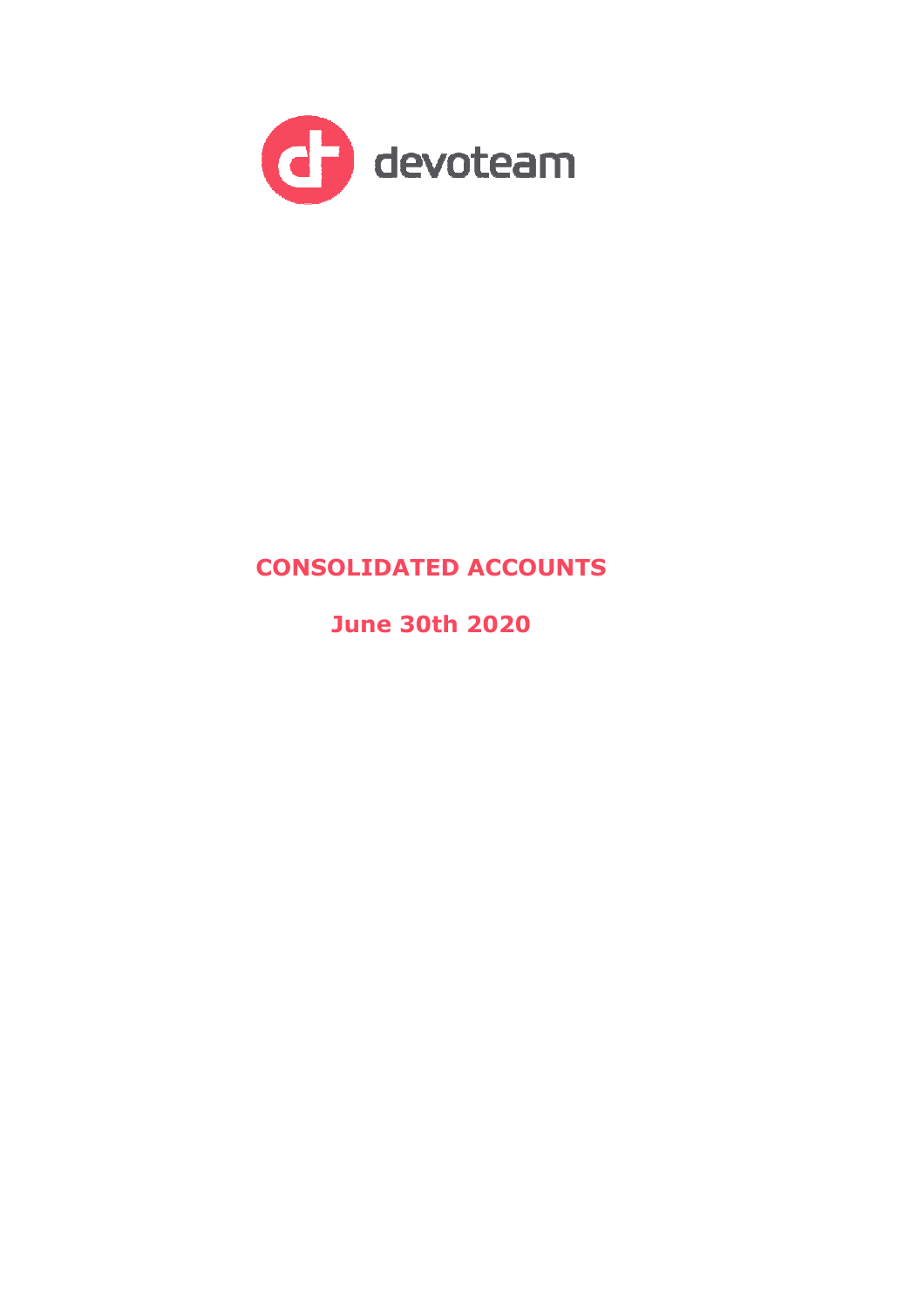devoteam

# CONSOLIDATED ACCOUNTS

## June 30th 2020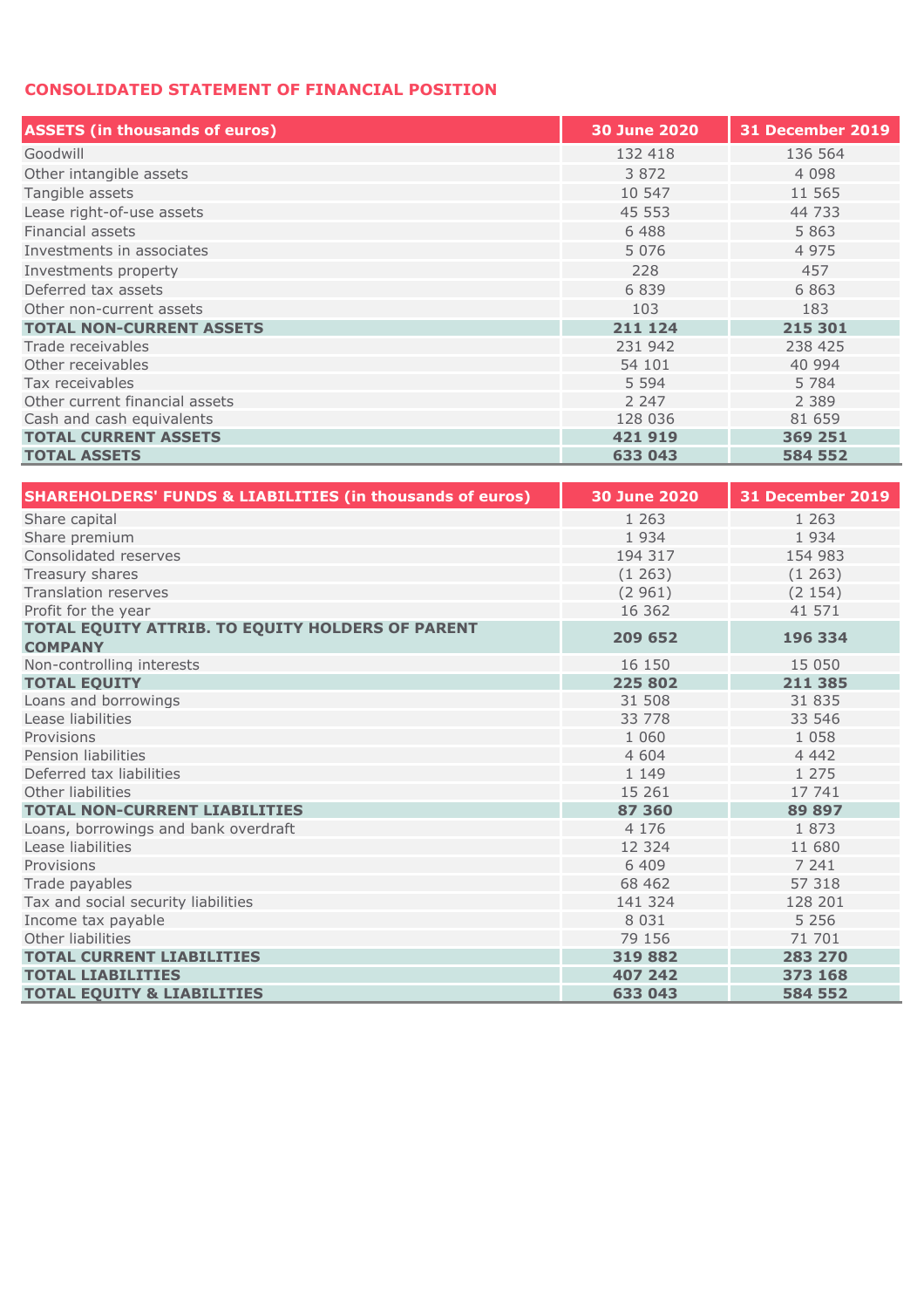## CONSOLIDATED STATEMENT OF FINANCIAL POSITION

| ASSETS (in thousands of euros) | 30 June 2020 | 31 December 2019 |
|---|---|---|
| Goodwill | 132 418 | 136 564 |
| Other intangible assets | 3 872 | 4 098 |
| Tangible assets | 10 547 | 11 565 |
| Lease right-of-use assets | 45 553 | 44 733 |
| Financial assets | 6 488 | 5 863 |
| Investments in associates | 5 076 | 4 975 |
| Investments property | 228 | 457 |
| Deferred tax assets | 6 839 | 6 863 |
| Other non-current assets | 103 | 183 |
| **TOTAL NON-CURRENT ASSETS** | **211 124** | **215 301** |
| Trade receivables | 231 942 | 238 425 |
| Other receivables | 54 101 | 40 994 |
| Tax receivables | 5 594 | 5 784 |
| Other current financial assets | 2 247 | 2 389 |
| Cash and cash equivalents | 128 036 | 81 659 |
| **TOTAL CURRENT ASSETS** | **421 919** | **369 251** |
| **TOTAL ASSETS** | **633 043** | **584 552** |

| SHAREHOLDERS' FUNDS & LIABILITIES (in thousands of euros) | 30 June 2020 | 31 December 2019 |
|---|---|---|
| Share capital | 1 263 | 1 263 |
| Share premium | 1 934 | 1 934 |
| Consolidated reserves | 194 317 | 154 983 |
| Treasury shares | (1 263) | (1 263) |
| Translation reserves | (2 961) | (2 154) |
| Profit for the year | 16 362 | 41 571 |
| **TOTAL EQUITY ATTRIB. TO EQUITY HOLDERS OF PARENT COMPANY** | **209 652** | **196 334** |
| Non-controlling interests | 16 150 | 15 050 |
| **TOTAL EQUITY** | **225 802** | **211 385** |
| Loans and borrowings | 31 508 | 31 835 |
| Lease liabilities | 33 778 | 33 546 |
| Provisions | 1 060 | 1 058 |
| Pension liabilities | 4 604 | 4 442 |
| Deferred tax liabilities | 1 149 | 1 275 |
| Other liabilities | 15 261 | 17 741 |
| **TOTAL NON-CURRENT LIABILITIES** | **87 360** | **89 897** |
| Loans, borrowings and bank overdraft | 4 176 | 1 873 |
| Lease liabilities | 12 324 | 11 680 |
| Provisions | 6 409 | 7 241 |
| Trade payables | 68 462 | 57 318 |
| Tax and social security liabilities | 141 324 | 128 201 |
| Income tax payable | 8 031 | 5 256 |
| Other liabilities | 79 156 | 71 701 |
| **TOTAL CURRENT LIABILITIES** | **319 882** | **283 270** |
| **TOTAL LIABILITIES** | **407 242** | **373 168** |
| **TOTAL EQUITY & LIABILITIES** | **633 043** | **584 552** |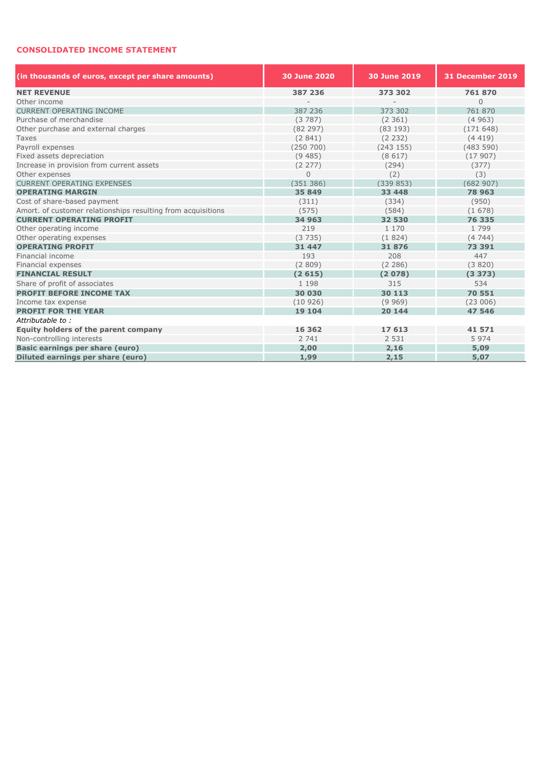## CONSOLIDATED INCOME STATEMENT

| (in thousands of euros, except per share amounts) | 30 June 2020 | 30 June 2019 | 31 December 2019 |
|---|---|---|---|
| **NET REVENUE** | **387 236** | **373 302** | **761 870** |
| Other income | - | - | 0 |
| CURRENT OPERATING INCOME | 387 236 | 373 302 | 761 870 |
| Purchase of merchandise | (3 787) | (2 361) | (4 963) |
| Other purchase and external charges | (82 297) | (83 193) | (171 648) |
| Taxes | (2 841) | (2 232) | (4 419) |
| Payroll expenses | (250 700) | (243 155) | (483 590) |
| Fixed assets depreciation | (9 485) | (8 617) | (17 907) |
| Increase in provision from current assets | (2 277) | (294) | (377) |
| Other expenses | 0 | (2) | (3) |
| CURRENT OPERATING EXPENSES | (351 386) | (339 853) | (682 907) |
| **OPERATING MARGIN** | **35 849** | **33 448** | **78 963** |
| Cost of share-based payment | (311) | (334) | (950) |
| Amort. of customer relationships resulting from acquisitions | (575) | (584) | (1 678) |
| **CURRENT OPERATING PROFIT** | **34 963** | **32 530** | **76 335** |
| Other operating income | 219 | 1 170 | 1 799 |
| Other operating expenses | (3 735) | (1 824) | (4 744) |
| **OPERATING PROFIT** | **31 447** | **31 876** | **73 391** |
| Financial income | 193 | 208 | 447 |
| Financial expenses | (2 809) | (2 286) | (3 820) |
| **FINANCIAL RESULT** | **(2 615)** | **(2 078)** | **(3 373)** |
| Share of profit of associates | 1 198 | 315 | 534 |
| **PROFIT BEFORE INCOME TAX** | **30 030** | **30 113** | **70 551** |
| Income tax expense | (10 926) | (9 969) | (23 006) |
| **PROFIT FOR THE YEAR** | **19 104** | **20 144** | **47 546** |
| *Attributable to :* | | | |
| **Equity holders of the parent company** | **16 362** | **17 613** | **41 571** |
| Non-controlling interests | 2 741 | 2 531 | 5 974 |
| **Basic earnings per share (euro)** | **2,00** | **2,16** | **5,09** |
| **Diluted earnings per share (euro)** | **1,99** | **2,15** | **5,07** |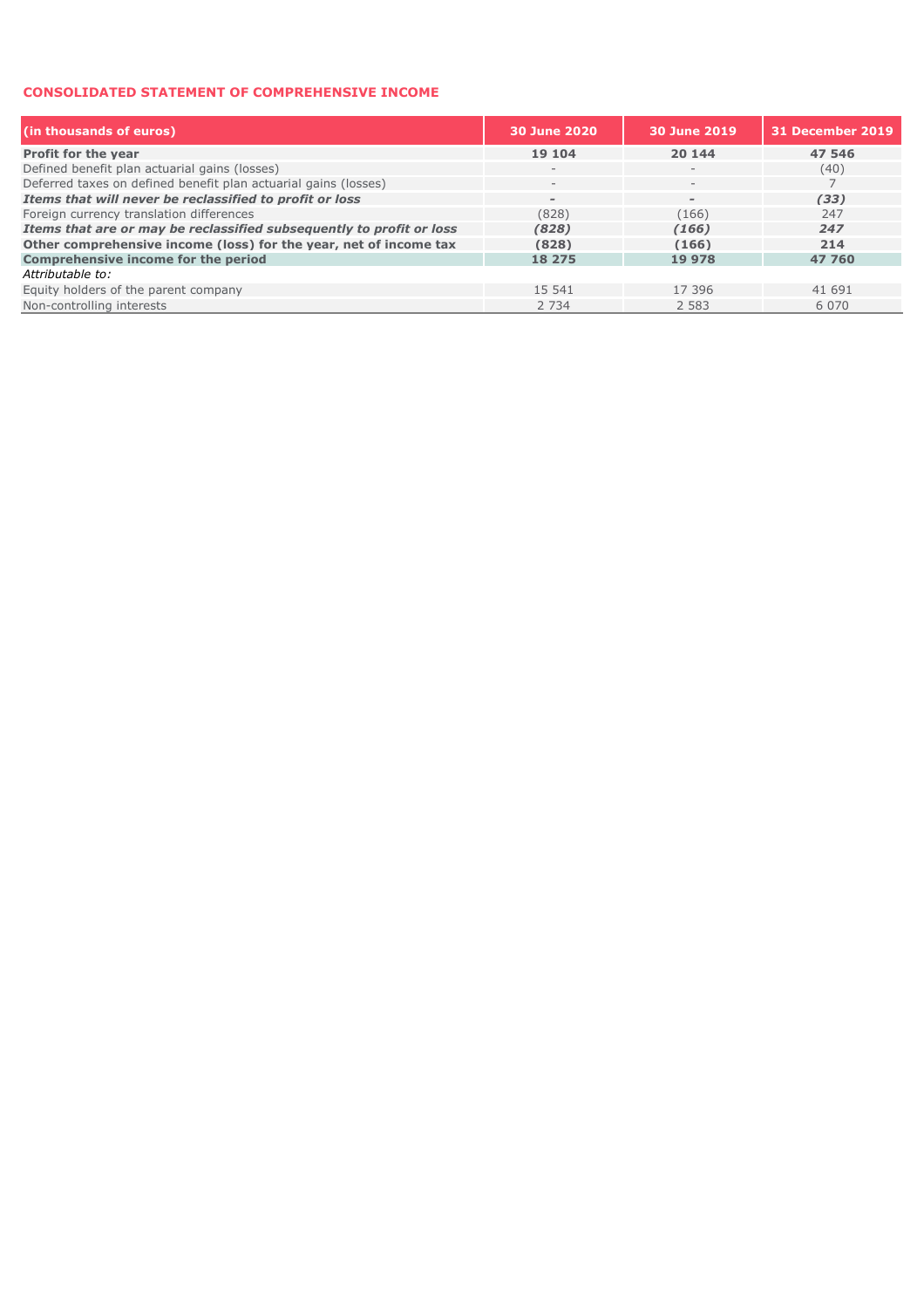## CONSOLIDATED STATEMENT OF COMPREHENSIVE INCOME

| (in thousands of euros) | 30 June 2020 | 30 June 2019 | 31 December 2019 |
|---|---|---|---|
| **Profit for the year** | **19 104** | **20 144** | **47 546** |
| Defined benefit plan actuarial gains (losses) | - | - | (40) |
| Deferred taxes on defined benefit plan actuarial gains (losses) | - | - | 7 |
| ***Items that will never be reclassified to profit or loss*** | ***-*** | ***-*** | ***(33)*** |
| Foreign currency translation differences | (828) | (166) | 247 |
| ***Items that are or may be reclassified subsequently to profit or loss*** | ***(828)*** | ***(166)*** | ***247*** |
| **Other comprehensive income (loss) for the year, net of income tax** | **(828)** | **(166)** | **214** |
| **Comprehensive income for the period** | **18 275** | **19 978** | **47 760** |
| *Attributable to:* | | | |
| Equity holders of the parent company | 15 541 | 17 396 | 41 691 |
| Non-controlling interests | 2 734 | 2 583 | 6 070 |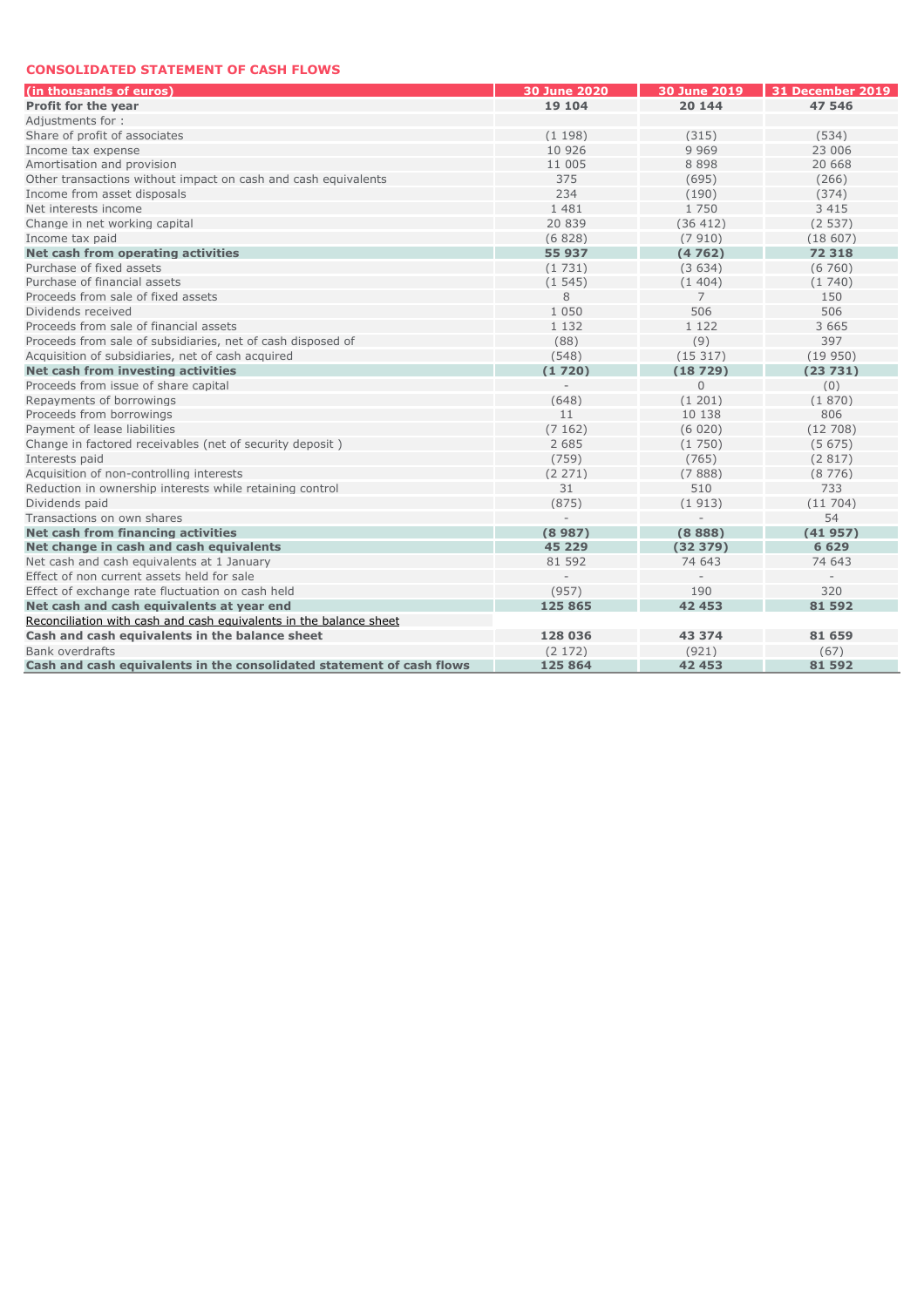## CONSOLIDATED STATEMENT OF CASH FLOWS

| (in thousands of euros) | 30 June 2020 | 30 June 2019 | 31 December 2019 |
|---|---|---|---|
| **Profit for the year** | **19 104** | **20 144** | **47 546** |
| Adjustments for : | | | |
| Share of profit of associates | (1 198) | (315) | (534) |
| Income tax expense | 10 926 | 9 969 | 23 006 |
| Amortisation and provision | 11 005 | 8 898 | 20 668 |
| Other transactions without impact on cash and cash equivalents | 375 | (695) | (266) |
| Income from asset disposals | 234 | (190) | (374) |
| Net interests income | 1 481 | 1 750 | 3 415 |
| Change in net working capital | 20 839 | (36 412) | (2 537) |
| Income tax paid | (6 828) | (7 910) | (18 607) |
| **Net cash from operating activities** | **55 937** | **(4 762)** | **72 318** |
| Purchase of fixed assets | (1 731) | (3 634) | (6 760) |
| Purchase of financial assets | (1 545) | (1 404) | (1 740) |
| Proceeds from sale of fixed assets | 8 | 7 | 150 |
| Dividends received | 1 050 | 506 | 506 |
| Proceeds from sale of financial assets | 1 132 | 1 122 | 3 665 |
| Proceeds from sale of subsidiaries, net of cash disposed of | (88) | (9) | 397 |
| Acquisition of subsidiaries, net of cash acquired | (548) | (15 317) | (19 950) |
| **Net cash from investing activities** | **(1 720)** | **(18 729)** | **(23 731)** |
| Proceeds from issue of share capital | - | 0 | (0) |
| Repayments of borrowings | (648) | (1 201) | (1 870) |
| Proceeds from borrowings | 11 | 10 138 | 806 |
| Payment of lease liabilities | (7 162) | (6 020) | (12 708) |
| Change in factored receivables (net of security deposit ) | 2 685 | (1 750) | (5 675) |
| Interests paid | (759) | (765) | (2 817) |
| Acquisition of non-controlling interests | (2 271) | (7 888) | (8 776) |
| Reduction in ownership interests while retaining control | 31 | 510 | 733 |
| Dividends paid | (875) | (1 913) | (11 704) |
| Transactions on own shares | - | - | 54 |
| **Net cash from financing activities** | **(8 987)** | **(8 888)** | **(41 957)** |
| **Net change in cash and cash equivalents** | **45 229** | **(32 379)** | **6 629** |
| Net cash and cash equivalents at 1 January | 81 592 | 74 643 | 74 643 |
| Effect of non current assets held for sale | - | - | - |
| Effect of exchange rate fluctuation on cash held | (957) | 190 | 320 |
| **Net cash and cash equivalents at year end** | **125 865** | **42 453** | **81 592** |
| Reconciliation with cash and cash equivalents in the balance sheet | | | |
| **Cash and cash equivalents in the balance sheet** | **128 036** | **43 374** | **81 659** |
| Bank overdrafts | (2 172) | (921) | (67) |
| **Cash and cash equivalents in the consolidated statement of cash flows** | **125 864** | **42 453** | **81 592** |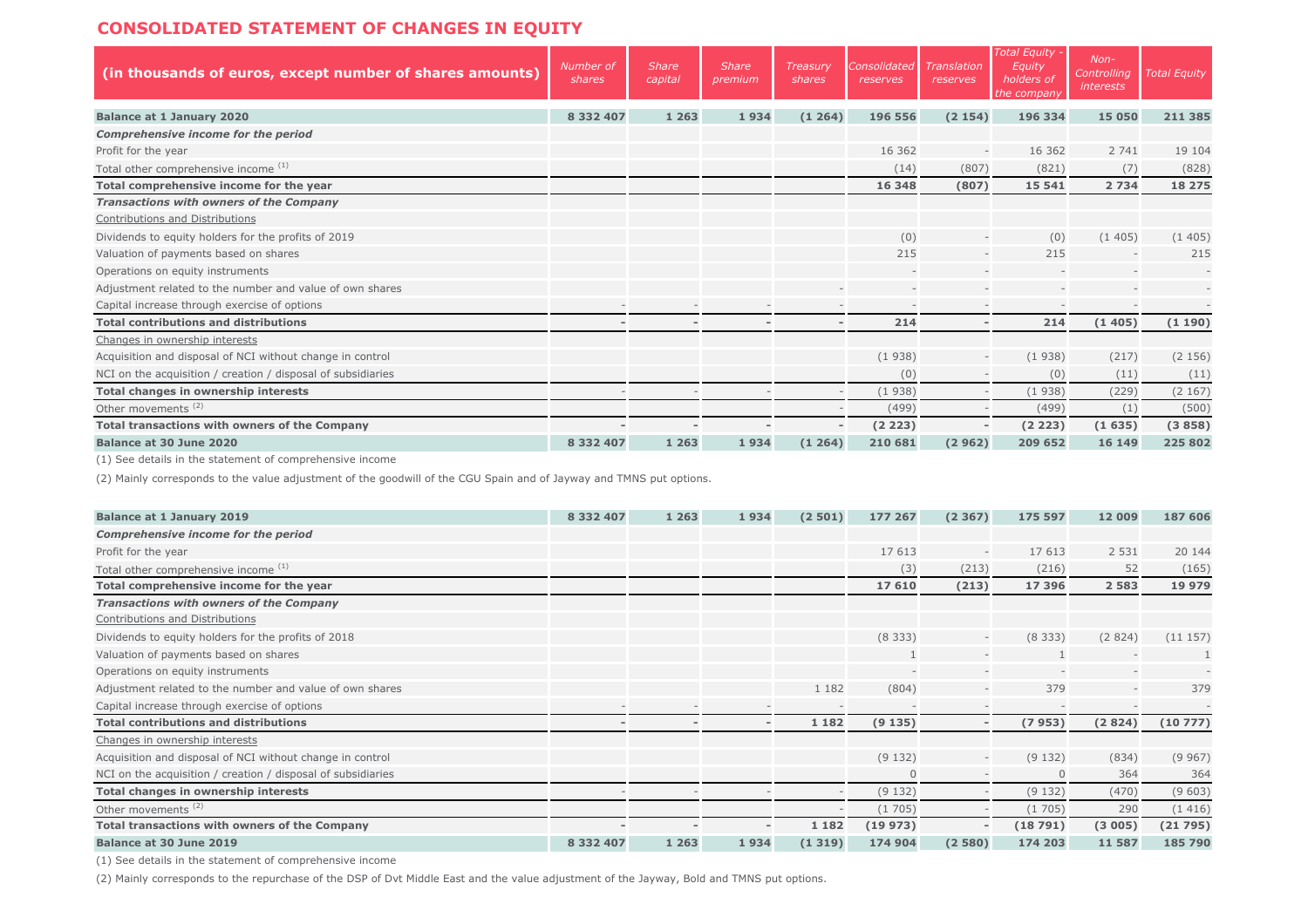## CONSOLIDATED STATEMENT OF CHANGES IN EQUITY

| (in thousands of euros, except number of shares amounts) | Number of shares | Share capital | Share premium | Treasury shares | Consolidated reserves | Translation reserves | Total Equity - Equity holders of the company | Non-Controlling interests | Total Equity |
|---|---|---|---|---|---|---|---|---|---|
| **Balance at 1 January 2020** | **8 332 407** | **1 263** | **1 934** | **(1 264)** | **196 556** | **(2 154)** | **196 334** | **15 050** | **211 385** |
| ***Comprehensive income for the period*** | | | | | | | | | |
| Profit for the year | | | | | 16 362 | - | 16 362 | 2 741 | 19 104 |
| Total other comprehensive income (1) | | | | | (14) | (807) | (821) | (7) | (828) |
| **Total comprehensive income for the year** | | | | | **16 348** | **(807)** | **15 541** | **2 734** | **18 275** |
| ***Transactions with owners of the Company*** | | | | | | | | | |
| Contributions and Distributions | | | | | | | | | |
| Dividends to equity holders for the profits of 2019 | | | | | (0) | - | (0) | (1 405) | (1 405) |
| Valuation of payments based on shares | | | | | 215 | - | 215 | - | 215 |
| Operations on equity instruments | | | | | - | - | - | - | - |
| Adjustment related to the number and value of own shares | | | | - | - | - | - | - | - |
| Capital increase through exercise of options | - | - | - | - | - | - | - | - | - |
| **Total contributions and distributions** | **-** | **-** | **-** | **-** | **214** | **-** | **214** | **(1 405)** | **(1 190)** |
| Changes in ownership interests | | | | | | | | | |
| Acquisition and disposal of NCI without change in control | | | | | (1 938) | - | (1 938) | (217) | (2 156) |
| NCI on the acquisition / creation / disposal of subsidiaries | | | | | (0) | - | (0) | (11) | (11) |
| **Total changes in ownership interests** | - | - | - | - | (1 938) | - | (1 938) | (229) | (2 167) |
| Other movements (2) | | | | - | (499) | - | (499) | (1) | (500) |
| **Total transactions with owners of the Company** | **-** | **-** | **-** | **-** | **(2 223)** | **-** | **(2 223)** | **(1 635)** | **(3 858)** |
| **Balance at 30 June 2020** | **8 332 407** | **1 263** | **1 934** | **(1 264)** | **210 681** | **(2 962)** | **209 652** | **16 149** | **225 802** |

(1) See details in the statement of comprehensive income

(2) Mainly corresponds to the value adjustment of the goodwill of the CGU Spain and of Jayway and TMNS put options.

| (in thousands of euros, except number of shares amounts) | Number of shares | Share capital | Share premium | Treasury shares | Consolidated reserves | Translation reserves | Total Equity - Equity holders of the company | Non-Controlling interests | Total Equity |
|---|---|---|---|---|---|---|---|---|---|
| **Balance at 1 January 2019** | **8 332 407** | **1 263** | **1 934** | **(2 501)** | **177 267** | **(2 367)** | **175 597** | **12 009** | **187 606** |
| ***Comprehensive income for the period*** | | | | | | | | | |
| Profit for the year | | | | | 17 613 | - | 17 613 | 2 531 | 20 144 |
| Total other comprehensive income (1) | | | | | (3) | (213) | (216) | 52 | (165) |
| **Total comprehensive income for the year** | | | | | **17 610** | **(213)** | **17 396** | **2 583** | **19 979** |
| ***Transactions with owners of the Company*** | | | | | | | | | |
| Contributions and Distributions | | | | | | | | | |
| Dividends to equity holders for the profits of 2018 | | | | | (8 333) | - | (8 333) | (2 824) | (11 157) |
| Valuation of payments based on shares | | | | | 1 | - | 1 | - | 1 |
| Operations on equity instruments | | | | | - | - | - | - | - |
| Adjustment related to the number and value of own shares | | | | 1 182 | (804) | - | 379 | - | 379 |
| Capital increase through exercise of options | - | - | - | - | - | - | - | - | - |
| **Total contributions and distributions** | **-** | **-** | **-** | **1 182** | **(9 135)** | **-** | **(7 953)** | **(2 824)** | **(10 777)** |
| Changes in ownership interests | | | | | | | | | |
| Acquisition and disposal of NCI without change in control | | | | | (9 132) | - | (9 132) | (834) | (9 967) |
| NCI on the acquisition / creation / disposal of subsidiaries | | | | | 0 | - | 0 | 364 | 364 |
| **Total changes in ownership interests** | - | - | - | - | (9 132) | - | (9 132) | (470) | (9 603) |
| Other movements (2) | | | | - | (1 705) | - | (1 705) | 290 | (1 416) |
| **Total transactions with owners of the Company** | **-** | **-** | **-** | **1 182** | **(19 973)** | **-** | **(18 791)** | **(3 005)** | **(21 795)** |
| **Balance at 30 June 2019** | **8 332 407** | **1 263** | **1 934** | **(1 319)** | **174 904** | **(2 580)** | **174 203** | **11 587** | **185 790** |

(1) See details in the statement of comprehensive income

(2) Mainly corresponds to the repurchase of the DSP of Dvt Middle East and the value adjustment of the Jayway, Bold and TMNS put options.